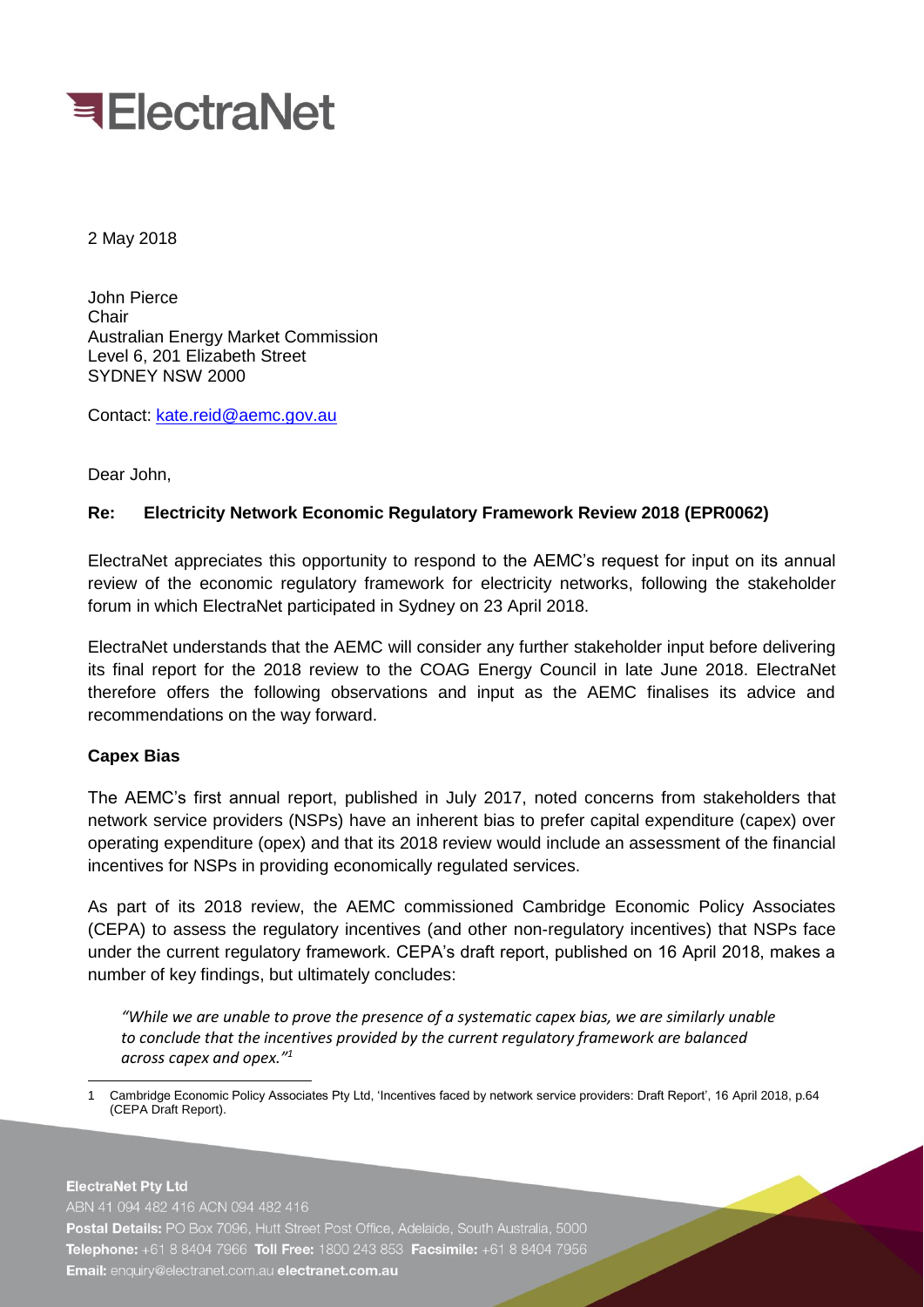ElectraNet

2 May 2018

John Pierce
Chair
Australian Energy Market Commission
Level 6, 201 Elizabeth Street
SYDNEY NSW 2000

Contact: kate.reid@aemc.gov.au

Dear John,

**Re: Electricity Network Economic Regulatory Framework Review 2018 (EPR0062)**

ElectraNet appreciates this opportunity to respond to the AEMC's request for input on its annual review of the economic regulatory framework for electricity networks, following the stakeholder forum in which ElectraNet participated in Sydney on 23 April 2018.

ElectraNet understands that the AEMC will consider any further stakeholder input before delivering its final report for the 2018 review to the COAG Energy Council in late June 2018. ElectraNet therefore offers the following observations and input as the AEMC finalises its advice and recommendations on the way forward.

**Capex Bias**

The AEMC's first annual report, published in July 2017, noted concerns from stakeholders that network service providers (NSPs) have an inherent bias to prefer capital expenditure (capex) over operating expenditure (opex) and that its 2018 review would include an assessment of the financial incentives for NSPs in providing economically regulated services.

As part of its 2018 review, the AEMC commissioned Cambridge Economic Policy Associates (CEPA) to assess the regulatory incentives (and other non-regulatory incentives) that NSPs face under the current regulatory framework. CEPA's draft report, published on 16 April 2018, makes a number of key findings, but ultimately concludes:

> *"While we are unable to prove the presence of a systematic capex bias, we are similarly unable to conclude that the incentives provided by the current regulatory framework are balanced across capex and opex."*[1]

---

1 Cambridge Economic Policy Associates Pty Ltd, 'Incentives faced by network service providers: Draft Report', 16 April 2018, p.64 (CEPA Draft Report).

**ElectraNet Pty Ltd**
ABN 41 094 482 416 ACN 094 482 416
**Postal Details:** PO Box 7096, Hutt Street Post Office, Adelaide, South Australia, 5000
**Telephone:** +61 8 8404 7966 **Toll Free:** 1800 243 853 **Facsimile:** +61 8 8404 7956
**Email:** enquiry@electranet.com.au **electranet.com.au**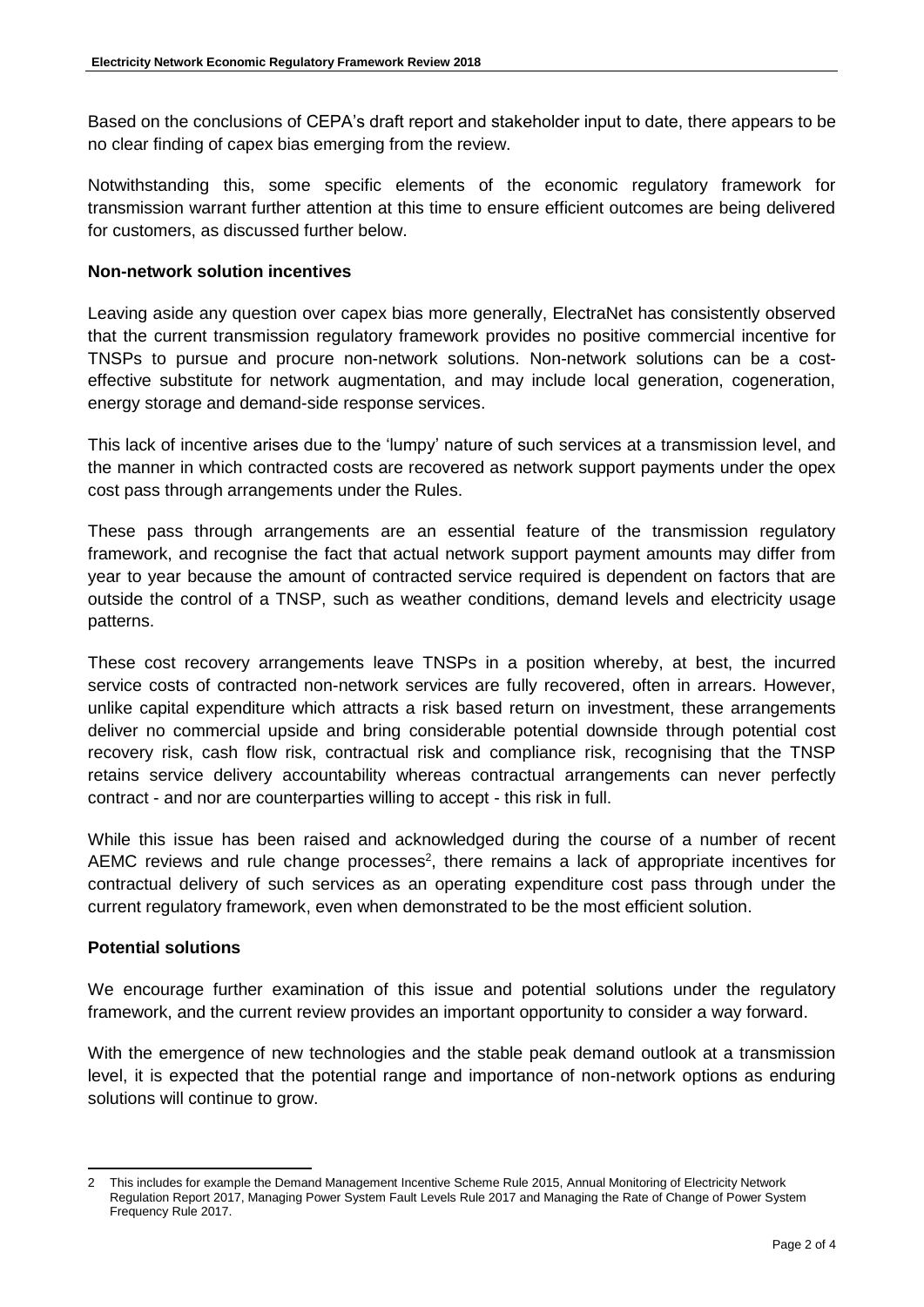Based on the conclusions of CEPA's draft report and stakeholder input to date, there appears to be no clear finding of capex bias emerging from the review.

Notwithstanding this, some specific elements of the economic regulatory framework for transmission warrant further attention at this time to ensure efficient outcomes are being delivered for customers, as discussed further below.

**Non-network solution incentives**

Leaving aside any question over capex bias more generally, ElectraNet has consistently observed that the current transmission regulatory framework provides no positive commercial incentive for TNSPs to pursue and procure non-network solutions. Non-network solutions can be a cost-effective substitute for network augmentation, and may include local generation, cogeneration, energy storage and demand-side response services.

This lack of incentive arises due to the 'lumpy' nature of such services at a transmission level, and the manner in which contracted costs are recovered as network support payments under the opex cost pass through arrangements under the Rules.

These pass through arrangements are an essential feature of the transmission regulatory framework, and recognise the fact that actual network support payment amounts may differ from year to year because the amount of contracted service required is dependent on factors that are outside the control of a TNSP, such as weather conditions, demand levels and electricity usage patterns.

These cost recovery arrangements leave TNSPs in a position whereby, at best, the incurred service costs of contracted non-network services are fully recovered, often in arrears. However, unlike capital expenditure which attracts a risk based return on investment, these arrangements deliver no commercial upside and bring considerable potential downside through potential cost recovery risk, cash flow risk, contractual risk and compliance risk, recognising that the TNSP retains service delivery accountability whereas contractual arrangements can never perfectly contract - and nor are counterparties willing to accept - this risk in full.

While this issue has been raised and acknowledged during the course of a number of recent AEMC reviews and rule change processes[2], there remains a lack of appropriate incentives for contractual delivery of such services as an operating expenditure cost pass through under the current regulatory framework, even when demonstrated to be the most efficient solution.

**Potential solutions**

We encourage further examination of this issue and potential solutions under the regulatory framework, and the current review provides an important opportunity to consider a way forward.

With the emergence of new technologies and the stable peak demand outlook at a transmission level, it is expected that the potential range and importance of non-network options as enduring solutions will continue to grow.

---

2 This includes for example the Demand Management Incentive Scheme Rule 2015, Annual Monitoring of Electricity Network Regulation Report 2017, Managing Power System Fault Levels Rule 2017 and Managing the Rate of Change of Power System Frequency Rule 2017.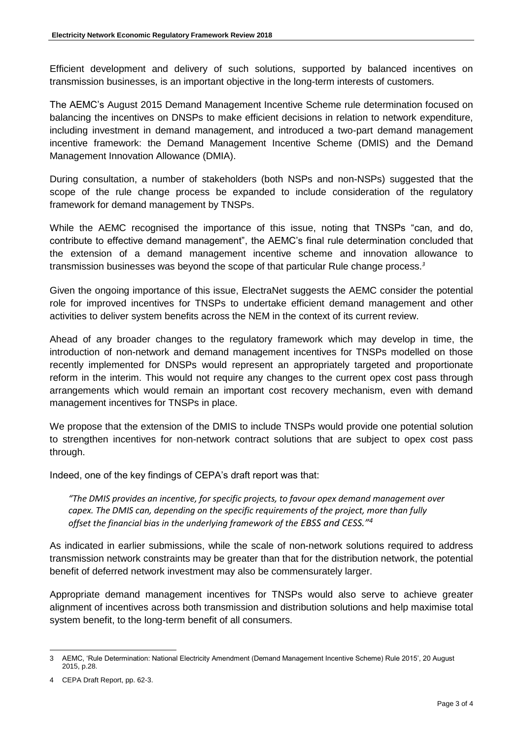Efficient development and delivery of such solutions, supported by balanced incentives on transmission businesses, is an important objective in the long-term interests of customers.

The AEMC's August 2015 Demand Management Incentive Scheme rule determination focused on balancing the incentives on DNSPs to make efficient decisions in relation to network expenditure, including investment in demand management, and introduced a two-part demand management incentive framework: the Demand Management Incentive Scheme (DMIS) and the Demand Management Innovation Allowance (DMIA).

During consultation, a number of stakeholders (both NSPs and non-NSPs) suggested that the scope of the rule change process be expanded to include consideration of the regulatory framework for demand management by TNSPs.

While the AEMC recognised the importance of this issue, noting that TNSPs "can, and do, contribute to effective demand management", the AEMC's final rule determination concluded that the extension of a demand management incentive scheme and innovation allowance to transmission businesses was beyond the scope of that particular Rule change process.[3]

Given the ongoing importance of this issue, ElectraNet suggests the AEMC consider the potential role for improved incentives for TNSPs to undertake efficient demand management and other activities to deliver system benefits across the NEM in the context of its current review.

Ahead of any broader changes to the regulatory framework which may develop in time, the introduction of non-network and demand management incentives for TNSPs modelled on those recently implemented for DNSPs would represent an appropriately targeted and proportionate reform in the interim. This would not require any changes to the current opex cost pass through arrangements which would remain an important cost recovery mechanism, even with demand management incentives for TNSPs in place.

We propose that the extension of the DMIS to include TNSPs would provide one potential solution to strengthen incentives for non-network contract solutions that are subject to opex cost pass through.

Indeed, one of the key findings of CEPA's draft report was that:

> *"The DMIS provides an incentive, for specific projects, to favour opex demand management over capex. The DMIS can, depending on the specific requirements of the project, more than fully offset the financial bias in the underlying framework of the EBSS and CESS."*[4]

As indicated in earlier submissions, while the scale of non-network solutions required to address transmission network constraints may be greater than that for the distribution network, the potential benefit of deferred network investment may also be commensurately larger.

Appropriate demand management incentives for TNSPs would also serve to achieve greater alignment of incentives across both transmission and distribution solutions and help maximise total system benefit, to the long-term benefit of all consumers.

---

3 AEMC, 'Rule Determination: National Electricity Amendment (Demand Management Incentive Scheme) Rule 2015', 20 August 2015, p.28.

4 CEPA Draft Report, pp. 62-3.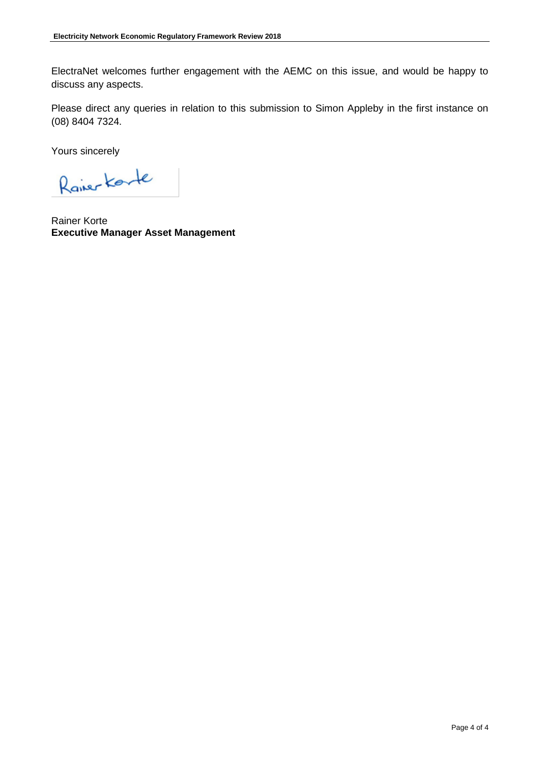ElectraNet welcomes further engagement with the AEMC on this issue, and would be happy to discuss any aspects.

Please direct any queries in relation to this submission to Simon Appleby in the first instance on (08) 8404 7324.

Yours sincerely

Rainer Korte
**Executive Manager Asset Management**